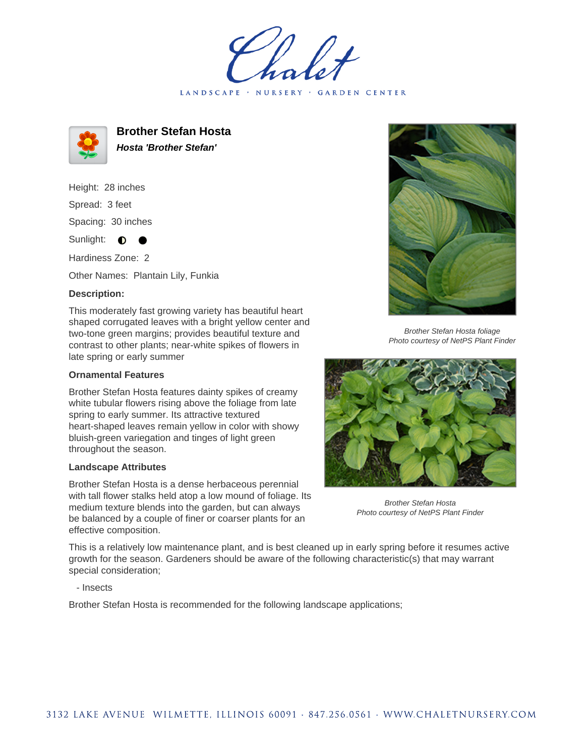# Chalet

LANDSCAPE · NURSERY · GARDEN CENTER

## Brother Stefan Hosta

***Hosta 'Brother Stefan'***

Height: 28 inches

Spread: 3 feet

Spacing: 30 inches

Sunlight: ◐ ●

Hardiness Zone: 2

Other Names: Plantain Lily, Funkia

### Description:

This moderately fast growing variety has beautiful heart shaped corrugated leaves with a bright yellow center and two-tone green margins; provides beautiful texture and contrast to other plants; near-white spikes of flowers in late spring or early summer

### Ornamental Features

Brother Stefan Hosta features dainty spikes of creamy white tubular flowers rising above the foliage from late spring to early summer. Its attractive textured heart-shaped leaves remain yellow in color with showy bluish-green variegation and tinges of light green throughout the season.

### Landscape Attributes

Brother Stefan Hosta is a dense herbaceous perennial with tall flower stalks held atop a low mound of foliage. Its medium texture blends into the garden, but can always be balanced by a couple of finer or coarser plants for an effective composition.

*Brother Stefan Hosta foliage*
*Photo courtesy of NetPS Plant Finder*

*Brother Stefan Hosta*
*Photo courtesy of NetPS Plant Finder*

This is a relatively low maintenance plant, and is best cleaned up in early spring before it resumes active growth for the season. Gardeners should be aware of the following characteristic(s) that may warrant special consideration;

- Insects

Brother Stefan Hosta is recommended for the following landscape applications;

3132 LAKE AVENUE WILMETTE, ILLINOIS 60091 · 847.256.0561 · WWW.CHALETNURSERY.COM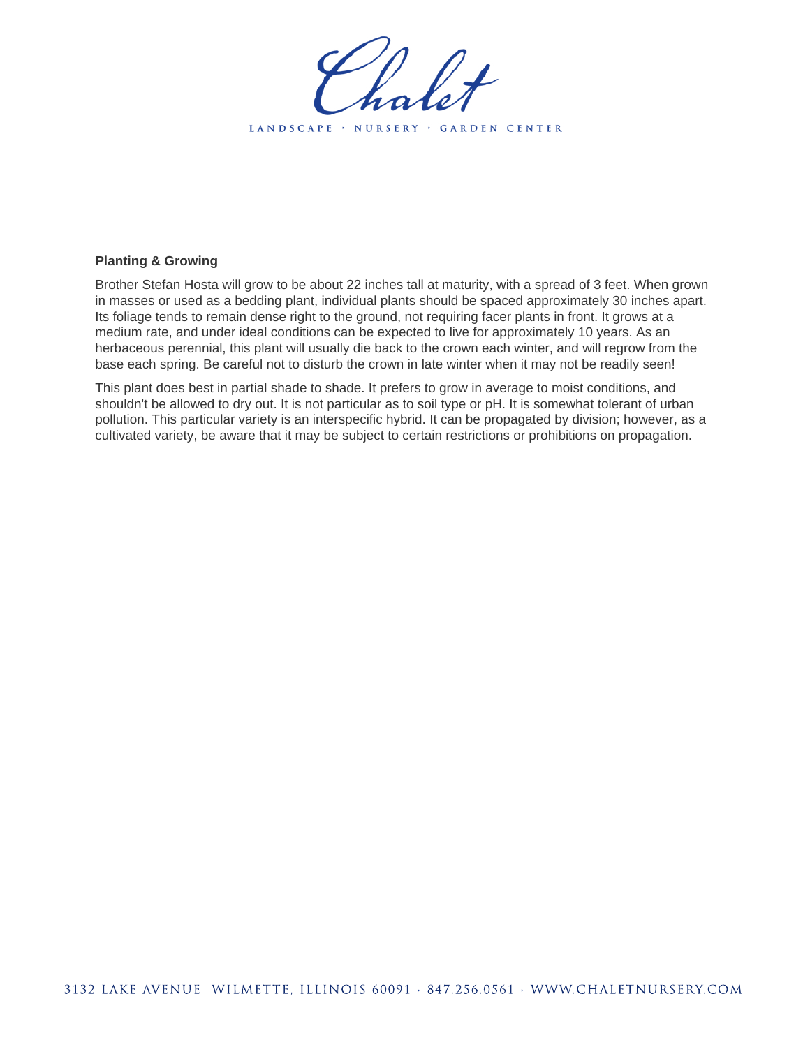**Planting & Growing**

Brother Stefan Hosta will grow to be about 22 inches tall at maturity, with a spread of 3 feet. When grown in masses or used as a bedding plant, individual plants should be spaced approximately 30 inches apart. Its foliage tends to remain dense right to the ground, not requiring facer plants in front. It grows at a medium rate, and under ideal conditions can be expected to live for approximately 10 years. As an herbaceous perennial, this plant will usually die back to the crown each winter, and will regrow from the base each spring. Be careful not to disturb the crown in late winter when it may not be readily seen!

This plant does best in partial shade to shade. It prefers to grow in average to moist conditions, and shouldn't be allowed to dry out. It is not particular as to soil type or pH. It is somewhat tolerant of urban pollution. This particular variety is an interspecific hybrid. It can be propagated by division; however, as a cultivated variety, be aware that it may be subject to certain restrictions or prohibitions on propagation.